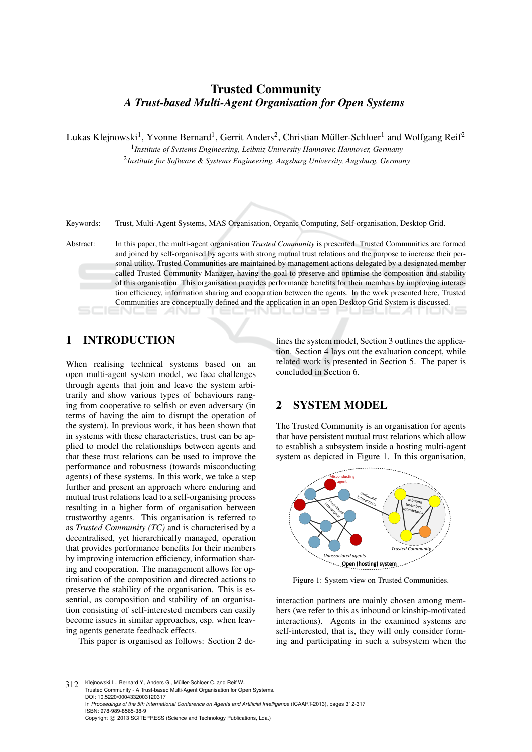# Trusted Community
## *A Trust-based Multi-Agent Organisation for Open Systems*

Lukas Klejnowski[1], Yvonne Bernard[1], Gerrit Anders[2], Christian Müller-Schloer[1] and Wolfgang Reif[2]

[1]*Institute of Systems Engineering, Leibniz University Hannover, Hannover, Germany*
[2]*Institute for Software & Systems Engineering, Augsburg University, Augsburg, Germany*

Keywords: Trust, Multi-Agent Systems, MAS Organisation, Organic Computing, Self-organisation, Desktop Grid.

Abstract: In this paper, the multi-agent organisation *Trusted Community* is presented. Trusted Communities are formed and joined by self-organised by agents with strong mutual trust relations and the purpose to increase their personal utility. Trusted Communities are maintained by management actions delegated by a designated member called Trusted Community Manager, having the goal to preserve and optimise the composition and stability of this organisation. This organisation provides performance benefits for their members by improving interaction efficiency, information sharing and cooperation between the agents. In the work presented here, Trusted Communities are conceptually defined and the application in an open Desktop Grid System is discussed.

## 1 INTRODUCTION

When realising technical systems based on an open multi-agent system model, we face challenges through agents that join and leave the system arbitrarily and show various types of behaviours ranging from cooperative to selfish or even adversary (in terms of having the aim to disrupt the operation of the system). In previous work, it has been shown that in systems with these characteristics, trust can be applied to model the relationships between agents and that these trust relations can be used to improve the performance and robustness (towards misconducting agents) of these systems. In this work, we take a step further and present an approach where enduring and mutual trust relations lead to a self-organising process resulting in a higher form of organisation between trustworthy agents. This organisation is referred to as *Trusted Community (TC)* and is characterised by a decentralised, yet hierarchically managed, operation that provides performance benefits for their members by improving interaction efficiency, information sharing and cooperation. The management allows for optimisation of the composition and directed actions to preserve the stability of the organisation. This is essential, as composition and stability of an organisation consisting of self-interested members can easily become issues in similar approaches, esp. when leaving agents generate feedback effects.

This paper is organised as follows: Section 2 defines the system model, Section 3 outlines the application. Section 4 lays out the evaluation concept, while related work is presented in Section 5. The paper is concluded in Section 6.

## 2 SYSTEM MODEL

The Trusted Community is an organisation for agents that have persistent mutual trust relations which allow to establish a subsystem inside a hosting multi-agent system as depicted in Figure 1. In this organisation,

Figure 1: System view on Trusted Communities.

interaction partners are mainly chosen among members (we refer to this as inbound or kinship-motivated interactions). Agents in the examined systems are self-interested, that is, they will only consider forming and participating in such a subsystem when the

Klejnowski L., Bernard Y., Anders G., Müller-Schloer C. and Reif W..
Trusted Community - A Trust-based Multi-Agent Organisation for Open Systems.
DOI: 10.5220/0004332003120317
In *Proceedings of the 5th International Conference on Agents and Artificial Intelligence* (ICAART-2013), pages 312-317
ISBN: 978-989-8565-38-9
Copyright © 2013 SCITEPRESS (Science and Technology Publications, Lda.)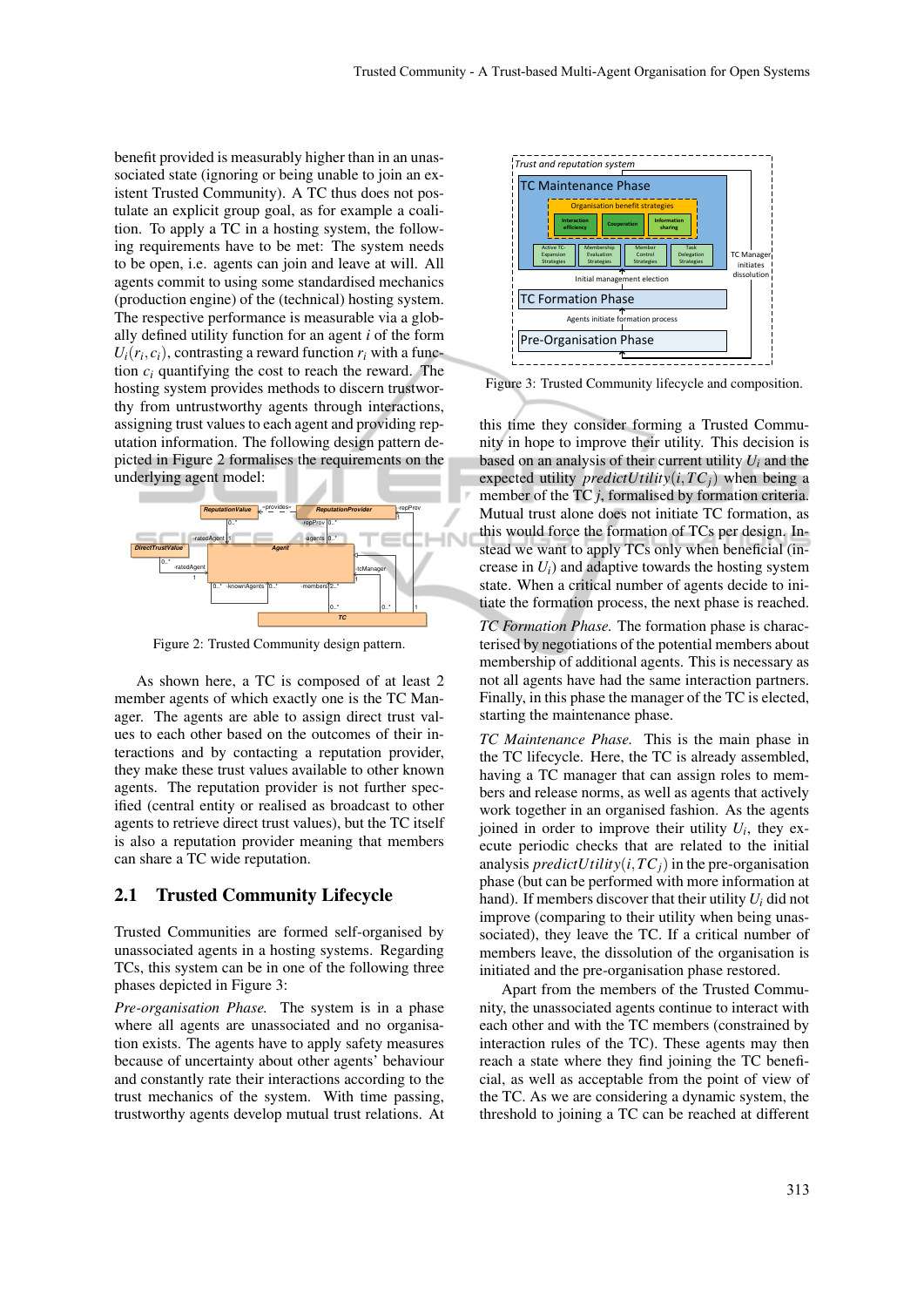benefit provided is measurably higher than in an unassociated state (ignoring or being unable to join an existent Trusted Community). A TC thus does not postulate an explicit group goal, as for example a coalition. To apply a TC in a hosting system, the following requirements have to be met: The system needs to be open, i.e. agents can join and leave at will. All agents commit to using some standardised mechanics (production engine) of the (technical) hosting system. The respective performance is measurable via a globally defined utility function for an agent $i$ of the form $U_i(r_i, c_i)$, contrasting a reward function $r_i$ with a function $c_i$ quantifying the cost to reach the reward. The hosting system provides methods to discern trustworthy from untrustworthy agents through interactions, assigning trust values to each agent and providing reputation information. The following design pattern depicted in Figure 2 formalises the requirements on the underlying agent model:

Figure 2: Trusted Community design pattern.

As shown here, a TC is composed of at least 2 member agents of which exactly one is the TC Manager. The agents are able to assign direct trust values to each other based on the outcomes of their interactions and by contacting a reputation provider, they make these trust values available to other known agents. The reputation provider is not further specified (central entity or realised as broadcast to other agents to retrieve direct trust values), but the TC itself is also a reputation provider meaning that members can share a TC wide reputation.

## 2.1 Trusted Community Lifecycle

Trusted Communities are formed self-organised by unassociated agents in a hosting systems. Regarding TCs, this system can be in one of the following three phases depicted in Figure 3:

*Pre-organisation Phase.* The system is in a phase where all agents are unassociated and no organisation exists. The agents have to apply safety measures because of uncertainty about other agents' behaviour and constantly rate their interactions according to the trust mechanics of the system. With time passing, trustworthy agents develop mutual trust relations. At this time they consider forming a Trusted Community in hope to improve their utility. This decision is based on an analysis of their current utility $U_i$ and the expected utility $predictUtility(i, TC_j)$ when being a member of the TC $j$, formalised by formation criteria. Mutual trust alone does not initiate TC formation, as this would force the formation of TCs per design. Instead we want to apply TCs only when beneficial (increase in $U_i$) and adaptive towards the hosting system state. When a critical number of agents decide to initiate the formation process, the next phase is reached.

Figure 3: Trusted Community lifecycle and composition.

*TC Formation Phase.* The formation phase is characterised by negotiations of the potential members about membership of additional agents. This is necessary as not all agents have had the same interaction partners. Finally, in this phase the manager of the TC is elected, starting the maintenance phase.

*TC Maintenance Phase.* This is the main phase in the TC lifecycle. Here, the TC is already assembled, having a TC manager that can assign roles to members and release norms, as well as agents that actively work together in an organised fashion. As the agents joined in order to improve their utility $U_i$, they execute periodic checks that are related to the initial analysis $predictUtility(i, TC_j)$ in the pre-organisation phase (but can be performed with more information at hand). If members discover that their utility $U_i$ did not improve (comparing to their utility when being unassociated), they leave the TC. If a critical number of members leave, the dissolution of the organisation is initiated and the pre-organisation phase restored.

Apart from the members of the Trusted Community, the unassociated agents continue to interact with each other and with the TC members (constrained by interaction rules of the TC). These agents may then reach a state where they find joining the TC beneficial, as well as acceptable from the point of view of the TC. As we are considering a dynamic system, the threshold to joining a TC can be reached at different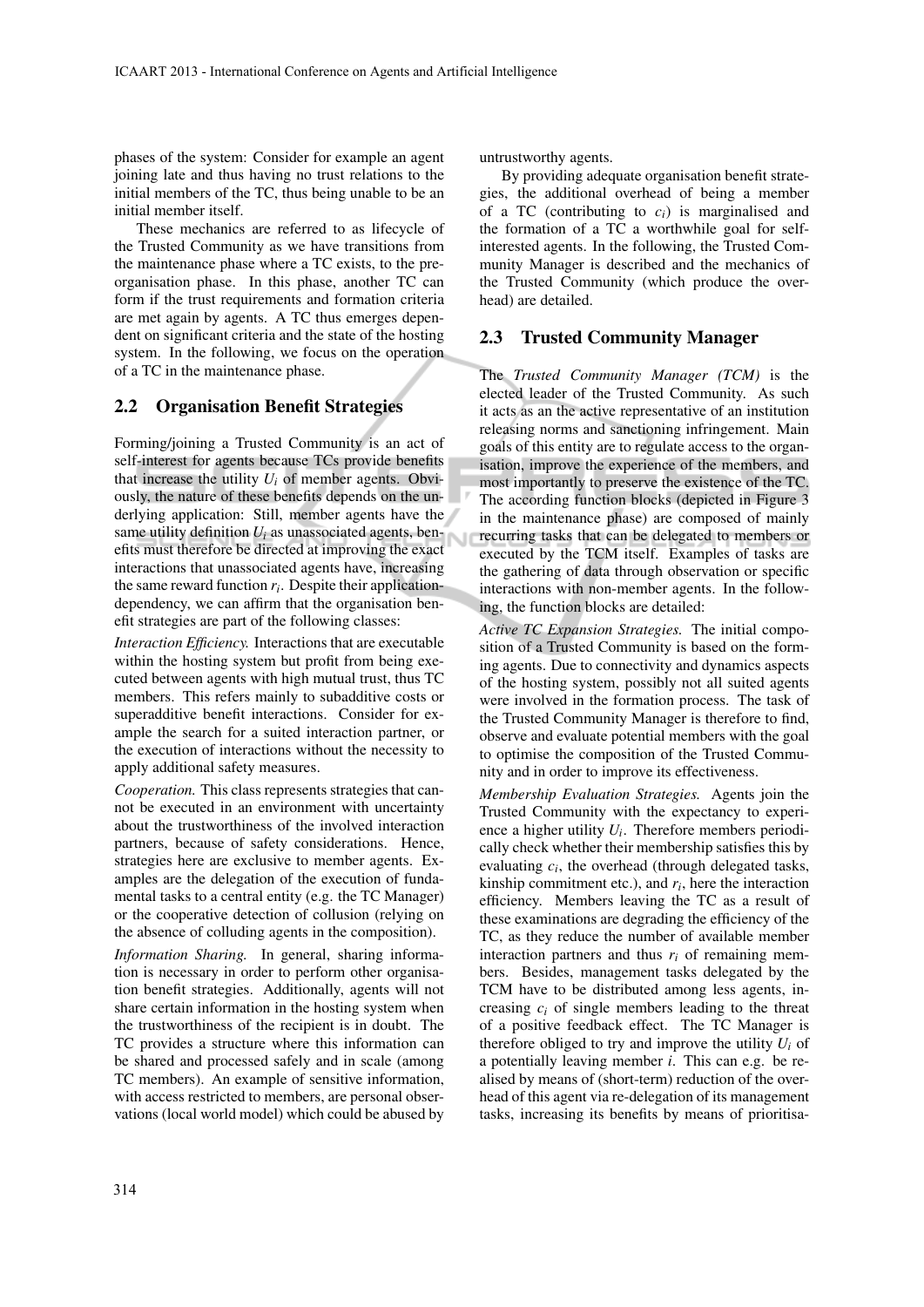phases of the system: Consider for example an agent joining late and thus having no trust relations to the initial members of the TC, thus being unable to be an initial member itself.

These mechanics are referred to as lifecycle of the Trusted Community as we have transitions from the maintenance phase where a TC exists, to the pre-organisation phase. In this phase, another TC can form if the trust requirements and formation criteria are met again by agents. A TC thus emerges dependent on significant criteria and the state of the hosting system. In the following, we focus on the operation of a TC in the maintenance phase.

## 2.2 Organisation Benefit Strategies

Forming/joining a Trusted Community is an act of self-interest for agents because TCs provide benefits that increase the utility $U_i$ of member agents. Obviously, the nature of these benefits depends on the underlying application: Still, member agents have the same utility definition $U_i$ as unassociated agents, benefits must therefore be directed at improving the exact interactions that unassociated agents have, increasing the same reward function $r_i$. Despite their application-dependency, we can affirm that the organisation benefit strategies are part of the following classes:

*Interaction Efficiency.* Interactions that are executable within the hosting system but profit from being executed between agents with high mutual trust, thus TC members. This refers mainly to subadditive costs or superadditive benefit interactions. Consider for example the search for a suited interaction partner, or the execution of interactions without the necessity to apply additional safety measures.

*Cooperation.* This class represents strategies that cannot be executed in an environment with uncertainty about the trustworthiness of the involved interaction partners, because of safety considerations. Hence, strategies here are exclusive to member agents. Examples are the delegation of the execution of fundamental tasks to a central entity (e.g. the TC Manager) or the cooperative detection of collusion (relying on the absence of colluding agents in the composition).

*Information Sharing.* In general, sharing information is necessary in order to perform other organisation benefit strategies. Additionally, agents will not share certain information in the hosting system when the trustworthiness of the recipient is in doubt. The TC provides a structure where this information can be shared and processed safely and in scale (among TC members). An example of sensitive information, with access restricted to members, are personal observations (local world model) which could be abused by untrustworthy agents.

By providing adequate organisation benefit strategies, the additional overhead of being a member of a TC (contributing to $c_i$) is marginalised and the formation of a TC a worthwhile goal for self-interested agents. In the following, the Trusted Community Manager is described and the mechanics of the Trusted Community (which produce the overhead) are detailed.

## 2.3 Trusted Community Manager

The *Trusted Community Manager (TCM)* is the elected leader of the Trusted Community. As such it acts as an the active representative of an institution releasing norms and sanctioning infringement. Main goals of this entity are to regulate access to the organisation, improve the experience of the members, and most importantly to preserve the existence of the TC. The according function blocks (depicted in Figure 3 in the maintenance phase) are composed of mainly recurring tasks that can be delegated to members or executed by the TCM itself. Examples of tasks are the gathering of data through observation or specific interactions with non-member agents. In the following, the function blocks are detailed:

*Active TC Expansion Strategies.* The initial composition of a Trusted Community is based on the forming agents. Due to connectivity and dynamics aspects of the hosting system, possibly not all suited agents were involved in the formation process. The task of the Trusted Community Manager is therefore to find, observe and evaluate potential members with the goal to optimise the composition of the Trusted Community and in order to improve its effectiveness.

*Membership Evaluation Strategies.* Agents join the Trusted Community with the expectancy to experience a higher utility $U_i$. Therefore members periodically check whether their membership satisfies this by evaluating $c_i$, the overhead (through delegated tasks, kinship commitment etc.), and $r_i$, here the interaction efficiency. Members leaving the TC as a result of these examinations are degrading the efficiency of the TC, as they reduce the number of available member interaction partners and thus $r_i$ of remaining members. Besides, management tasks delegated by the TCM have to be distributed among less agents, increasing $c_i$ of single members leading to the threat of a positive feedback effect. The TC Manager is therefore obliged to try and improve the utility $U_i$ of a potentially leaving member $i$. This can e.g. be realised by means of (short-term) reduction of the overhead of this agent via re-delegation of its management tasks, increasing its benefits by means of prioritisa-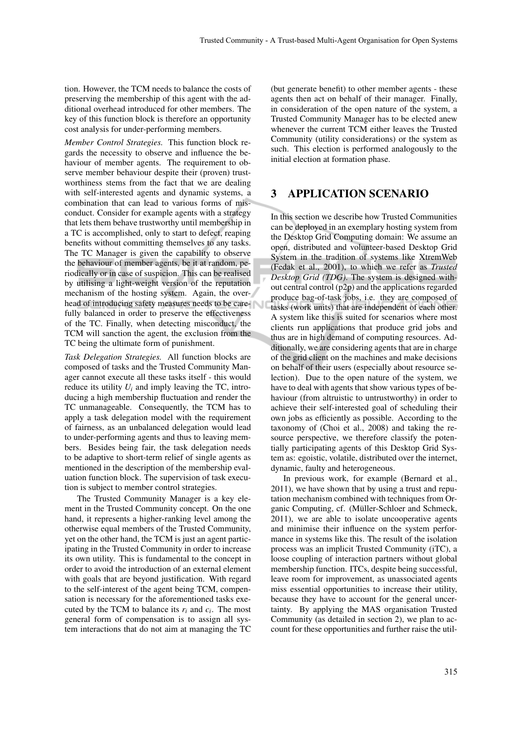tion. However, the TCM needs to balance the costs of preserving the membership of this agent with the additional overhead introduced for other members. The key of this function block is therefore an opportunity cost analysis for under-performing members.

*Member Control Strategies.* This function block regards the necessity to observe and influence the behaviour of member agents. The requirement to observe member behaviour despite their (proven) trustworthiness stems from the fact that we are dealing with self-interested agents and dynamic systems, a combination that can lead to various forms of misconduct. Consider for example agents with a strategy that lets them behave trustworthy until membership in a TC is accomplished, only to start to defect, reaping benefits without committing themselves to any tasks. The TC Manager is given the capability to observe the behaviour of member agents, be it at random, periodically or in case of suspicion. This can be realised by utilising a light-weight version of the reputation mechanism of the hosting system. Again, the overhead of introducing safety measures needs to be carefully balanced in order to preserve the effectiveness of the TC. Finally, when detecting misconduct, the TCM will sanction the agent, the exclusion from the TC being the ultimate form of punishment.

*Task Delegation Strategies.* All function blocks are composed of tasks and the Trusted Community Manager cannot execute all these tasks itself - this would reduce its utility $U_i$ and imply leaving the TC, introducing a high membership fluctuation and render the TC unmanageable. Consequently, the TCM has to apply a task delegation model with the requirement of fairness, as an unbalanced delegation would lead to under-performing agents and thus to leaving members. Besides being fair, the task delegation needs to be adaptive to short-term relief of single agents as mentioned in the description of the membership evaluation function block. The supervision of task execution is subject to member control strategies.

The Trusted Community Manager is a key element in the Trusted Community concept. On the one hand, it represents a higher-ranking level among the otherwise equal members of the Trusted Community, yet on the other hand, the TCM is just an agent participating in the Trusted Community in order to increase its own utility. This is fundamental to the concept in order to avoid the introduction of an external element with goals that are beyond justification. With regard to the self-interest of the agent being TCM, compensation is necessary for the aforementioned tasks executed by the TCM to balance its $r_i$ and $c_i$. The most general form of compensation is to assign all system interactions that do not aim at managing the TC (but generate benefit) to other member agents - these agents then act on behalf of their manager. Finally, in consideration of the open nature of the system, a Trusted Community Manager has to be elected anew whenever the current TCM either leaves the Trusted Community (utility considerations) or the system as such. This election is performed analogously to the initial election at formation phase.

## 3 APPLICATION SCENARIO

In this section we describe how Trusted Communities can be deployed in an exemplary hosting system from the Desktop Grid Computing domain: We assume an open, distributed and volunteer-based Desktop Grid System in the tradition of systems like XtremWeb (Fedak et al., 2001), to which we refer as *Trusted Desktop Grid (TDG)*. The system is designed without central control (p2p) and the applications regarded produce bag-of-task jobs, i.e. they are composed of tasks (work units) that are independent of each other. A system like this is suited for scenarios where most clients run applications that produce grid jobs and thus are in high demand of computing resources. Additionally, we are considering agents that are in charge of the grid client on the machines and make decisions on behalf of their users (especially about resource selection). Due to the open nature of the system, we have to deal with agents that show various types of behaviour (from altruistic to untrustworthy) in order to achieve their self-interested goal of scheduling their own jobs as efficiently as possible. According to the taxonomy of (Choi et al., 2008) and taking the resource perspective, we therefore classify the potentially participating agents of this Desktop Grid System as: egoistic, volatile, distributed over the internet, dynamic, faulty and heterogeneous.

In previous work, for example (Bernard et al., 2011), we have shown that by using a trust and reputation mechanism combined with techniques from Organic Computing, cf. (Müller-Schloer and Schmeck, 2011), we are able to isolate uncooperative agents and minimise their influence on the system performance in systems like this. The result of the isolation process was an implicit Trusted Community (iTC), a loose coupling of interaction partners without global membership function. ITCs, despite being successful, leave room for improvement, as unassociated agents miss essential opportunities to increase their utility, because they have to account for the general uncertainty. By applying the MAS organisation Trusted Community (as detailed in section 2), we plan to account for these opportunities and further raise the util-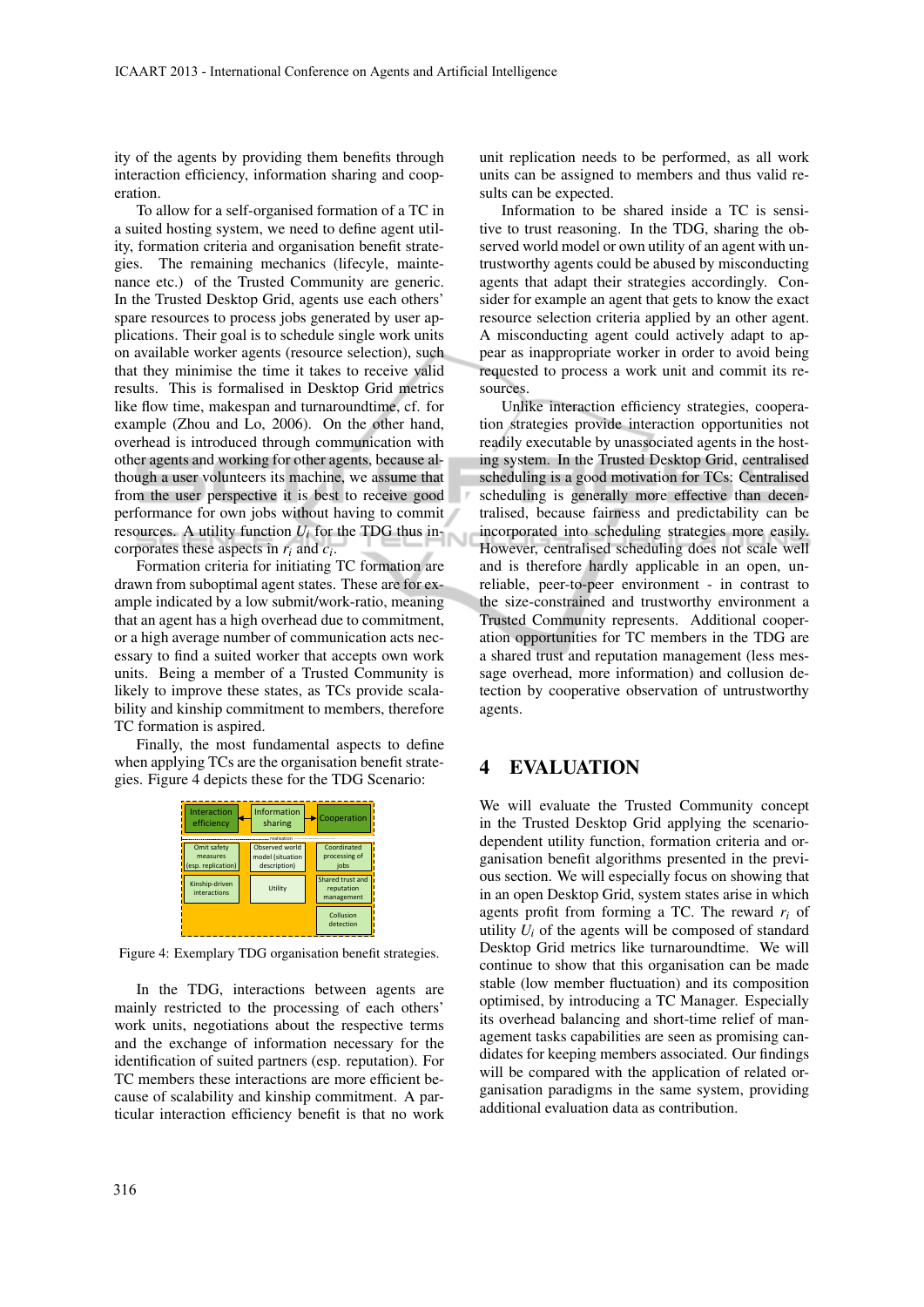ity of the agents by providing them benefits through interaction efficiency, information sharing and cooperation.

To allow for a self-organised formation of a TC in a suited hosting system, we need to define agent utility, formation criteria and organisation benefit strategies. The remaining mechanics (lifecyle, maintenance etc.) of the Trusted Community are generic. In the Trusted Desktop Grid, agents use each others' spare resources to process jobs generated by user applications. Their goal is to schedule single work units on available worker agents (resource selection), such that they minimise the time it takes to receive valid results. This is formalised in Desktop Grid metrics like flow time, makespan and turnaroundtime, cf. for example (Zhou and Lo, 2006). On the other hand, overhead is introduced through communication with other agents and working for other agents, because although a user volunteers its machine, we assume that from the user perspective it is best to receive good performance for own jobs without having to commit resources. A utility function $U_i$ for the TDG thus incorporates these aspects in $r_i$ and $c_i$.

Formation criteria for initiating TC formation are drawn from suboptimal agent states. These are for example indicated by a low submit/work-ratio, meaning that an agent has a high overhead due to commitment, or a high average number of communication acts necessary to find a suited worker that accepts own work units. Being a member of a Trusted Community is likely to improve these states, as TCs provide scalability and kinship commitment to members, therefore TC formation is aspired.

Finally, the most fundamental aspects to define when applying TCs are the organisation benefit strategies. Figure 4 depicts these for the TDG Scenario:

| Interaction efficiency | Information sharing | Cooperation |
|---|---|---|
| Omit safety measures (esp. replication) | Observed world model (situation description) | Coordinated processing of jobs |
| Kinship-driven interactions | Utility | Shared trust and reputation management |
| | | Collusion detection |

Figure 4: Exemplary TDG organisation benefit strategies.

In the TDG, interactions between agents are mainly restricted to the processing of each others' work units, negotiations about the respective terms and the exchange of information necessary for the identification of suited partners (esp. reputation). For TC members these interactions are more efficient because of scalability and kinship commitment. A particular interaction efficiency benefit is that no work unit replication needs to be performed, as all work units can be assigned to members and thus valid results can be expected.

Information to be shared inside a TC is sensitive to trust reasoning. In the TDG, sharing the observed world model or own utility of an agent with untrustworthy agents could be abused by misconducting agents that adapt their strategies accordingly. Consider for example an agent that gets to know the exact resource selection criteria applied by an other agent. A misconducting agent could actively adapt to appear as inappropriate worker in order to avoid being requested to process a work unit and commit its resources.

Unlike interaction efficiency strategies, cooperation strategies provide interaction opportunities not readily executable by unassociated agents in the hosting system. In the Trusted Desktop Grid, centralised scheduling is a good motivation for TCs: Centralised scheduling is generally more effective than decentralised, because fairness and predictability can be incorporated into scheduling strategies more easily. However, centralised scheduling does not scale well and is therefore hardly applicable in an open, unreliable, peer-to-peer environment - in contrast to the size-constrained and trustworthy environment a Trusted Community represents. Additional cooperation opportunities for TC members in the TDG are a shared trust and reputation management (less message overhead, more information) and collusion detection by cooperative observation of untrustworthy agents.

## 4 EVALUATION

We will evaluate the Trusted Community concept in the Trusted Desktop Grid applying the scenario-dependent utility function, formation criteria and organisation benefit algorithms presented in the previous section. We will especially focus on showing that in an open Desktop Grid, system states arise in which agents profit from forming a TC. The reward $r_i$ of utility $U_i$ of the agents will be composed of standard Desktop Grid metrics like turnaroundtime. We will continue to show that this organisation can be made stable (low member fluctuation) and its composition optimised, by introducing a TC Manager. Especially its overhead balancing and short-time relief of management tasks capabilities are seen as promising candidates for keeping members associated. Our findings will be compared with the application of related organisation paradigms in the same system, providing additional evaluation data as contribution.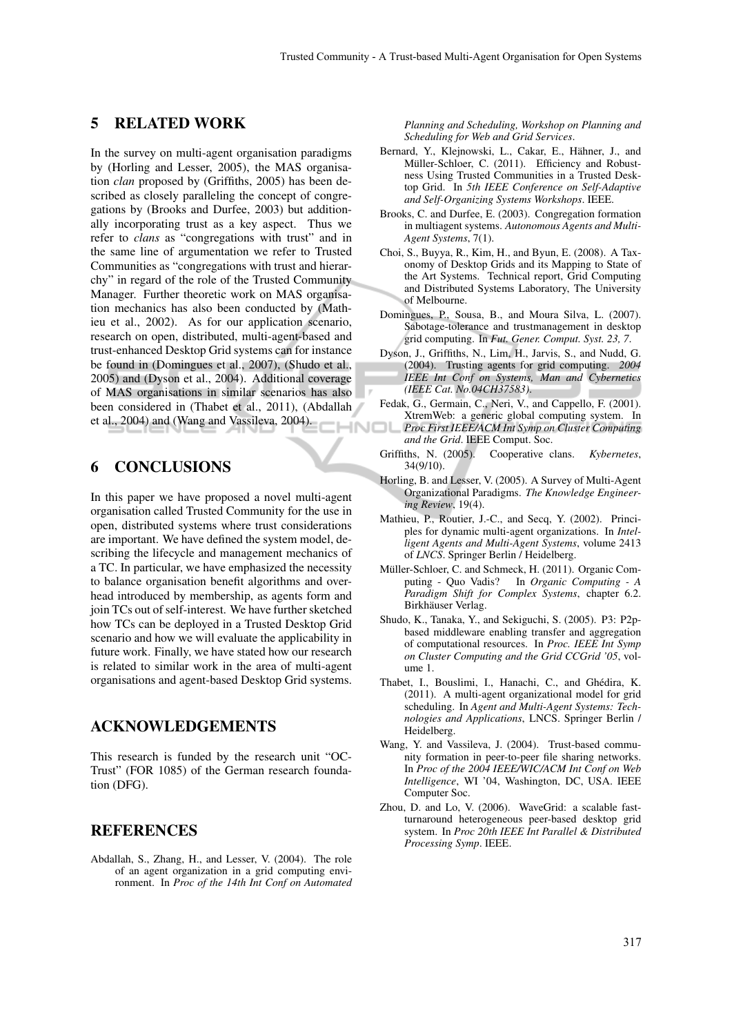## 5 RELATED WORK

In the survey on multi-agent organisation paradigms by (Horling and Lesser, 2005), the MAS organisation *clan* proposed by (Griffiths, 2005) has been described as closely paralleling the concept of congregations by (Brooks and Durfee, 2003) but additionally incorporating trust as a key aspect. Thus we refer to *clans* as "congregations with trust" and in the same line of argumentation we refer to Trusted Communities as "congregations with trust and hierarchy" in regard of the role of the Trusted Community Manager. Further theoretic work on MAS organisation mechanics has also been conducted by (Mathieu et al., 2002). As for our application scenario, research on open, distributed, multi-agent-based and trust-enhanced Desktop Grid systems can for instance be found in (Domingues et al., 2007), (Shudo et al., 2005) and (Dyson et al., 2004). Additional coverage of MAS organisations in similar scenarios has also been considered in (Thabet et al., 2011), (Abdallah et al., 2004) and (Wang and Vassileva, 2004).

## 6 CONCLUSIONS

In this paper we have proposed a novel multi-agent organisation called Trusted Community for the use in open, distributed systems where trust considerations are important. We have defined the system model, describing the lifecycle and management mechanics of a TC. In particular, we have emphasized the necessity to balance organisation benefit algorithms and overhead introduced by membership, as agents form and join TCs out of self-interest. We have further sketched how TCs can be deployed in a Trusted Desktop Grid scenario and how we will evaluate the applicability in future work. Finally, we have stated how our research is related to similar work in the area of multi-agent organisations and agent-based Desktop Grid systems.

## ACKNOWLEDGEMENTS

This research is funded by the research unit "OC-Trust" (FOR 1085) of the German research foundation (DFG).

## REFERENCES

Abdallah, S., Zhang, H., and Lesser, V. (2004). The role of an agent organization in a grid computing environment. In *Proc of the 14th Int Conf on Automated Planning and Scheduling, Workshop on Planning and Scheduling for Web and Grid Services*.

Bernard, Y., Klejnowski, L., Cakar, E., Hähner, J., and Müller-Schloer, C. (2011). Efficiency and Robustness Using Trusted Communities in a Trusted Desktop Grid. In *5th IEEE Conference on Self-Adaptive and Self-Organizing Systems Workshops*. IEEE.

Brooks, C. and Durfee, E. (2003). Congregation formation in multiagent systems. *Autonomous Agents and Multi-Agent Systems*, 7(1).

Choi, S., Buyya, R., Kim, H., and Byun, E. (2008). A Taxonomy of Desktop Grids and its Mapping to State of the Art Systems. Technical report, Grid Computing and Distributed Systems Laboratory, The University of Melbourne.

Domingues, P., Sousa, B., and Moura Silva, L. (2007). Sabotage-tolerance and trustmanagement in desktop grid computing. In *Fut. Gener. Comput. Syst. 23, 7*.

Dyson, J., Griffiths, N., Lim, H., Jarvis, S., and Nudd, G. (2004). Trusting agents for grid computing. *2004 IEEE Int Conf on Systems, Man and Cybernetics (IEEE Cat. No.04CH37583)*.

Fedak, G., Germain, C., Neri, V., and Cappello, F. (2001). XtremWeb: a generic global computing system. In *Proc First IEEE/ACM Int Symp on Cluster Computing and the Grid*. IEEE Comput. Soc.

Griffiths, N. (2005). Cooperative clans. *Kybernetes*, 34(9/10).

Horling, B. and Lesser, V. (2005). A Survey of Multi-Agent Organizational Paradigms. *The Knowledge Engineering Review*, 19(4).

Mathieu, P., Routier, J.-C., and Secq, Y. (2002). Principles for dynamic multi-agent organizations. In *Intelligent Agents and Multi-Agent Systems*, volume 2413 of *LNCS*. Springer Berlin / Heidelberg.

Müller-Schloer, C. and Schmeck, H. (2011). Organic Computing - Quo Vadis? In *Organic Computing - A Paradigm Shift for Complex Systems*, chapter 6.2. Birkhäuser Verlag.

Shudo, K., Tanaka, Y., and Sekiguchi, S. (2005). P3: P2p-based middleware enabling transfer and aggregation of computational resources. In *Proc. IEEE Int Symp on Cluster Computing and the Grid CCGrid '05*, volume 1.

Thabet, I., Bouslimi, I., Hanachi, C., and Ghédira, K. (2011). A multi-agent organizational model for grid scheduling. In *Agent and Multi-Agent Systems: Technologies and Applications*, LNCS. Springer Berlin / Heidelberg.

Wang, Y. and Vassileva, J. (2004). Trust-based community formation in peer-to-peer file sharing networks. In *Proc of the 2004 IEEE/WIC/ACM Int Conf on Web Intelligence*, WI '04, Washington, DC, USA. IEEE Computer Soc.

Zhou, D. and Lo, V. (2006). WaveGrid: a scalable fast-turnaround heterogeneous peer-based desktop grid system. In *Proc 20th IEEE Int Parallel & Distributed Processing Symp*. IEEE.